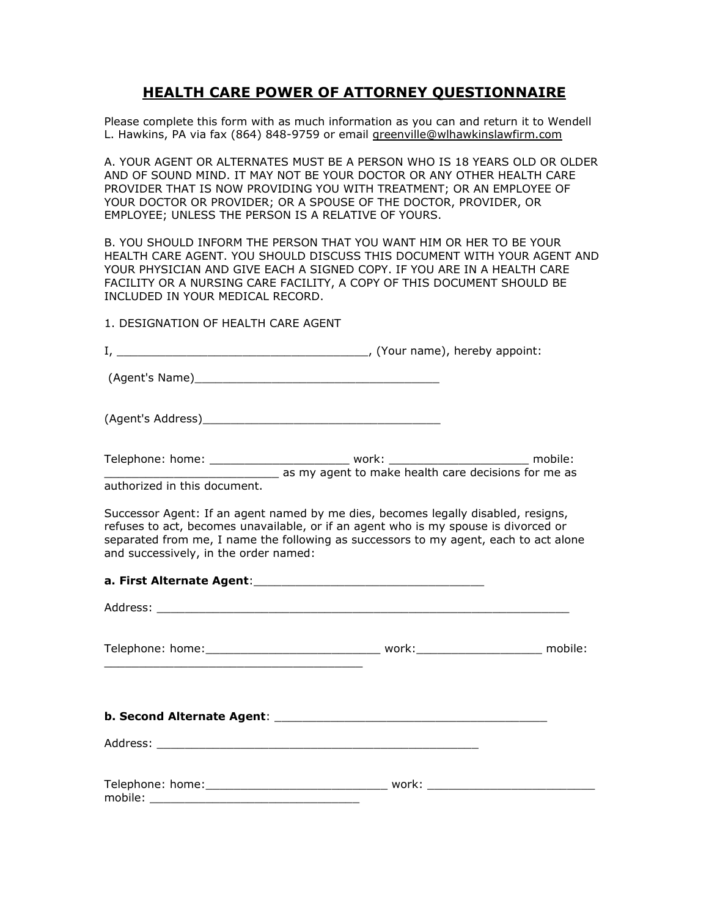# HEALTH CARE POWER OF ATTORNEY QUESTIONNAIRE

Please complete this form with as much information as you can and return it to Wendell L. Hawkins, PA via fax (864) 848-9759 or email greenville@wlhawkinslawfirm.com

A. YOUR AGENT OR ALTERNATES MUST BE A PERSON WHO IS 18 YEARS OLD OR OLDER AND OF SOUND MIND. IT MAY NOT BE YOUR DOCTOR OR ANY OTHER HEALTH CARE PROVIDER THAT IS NOW PROVIDING YOU WITH TREATMENT; OR AN EMPLOYEE OF YOUR DOCTOR OR PROVIDER; OR A SPOUSE OF THE DOCTOR, PROVIDER, OR EMPLOYEE; UNLESS THE PERSON IS A RELATIVE OF YOURS.

B. YOU SHOULD INFORM THE PERSON THAT YOU WANT HIM OR HER TO BE YOUR HEALTH CARE AGENT. YOU SHOULD DISCUSS THIS DOCUMENT WITH YOUR AGENT AND YOUR PHYSICIAN AND GIVE EACH A SIGNED COPY. IF YOU ARE IN A HEALTH CARE FACILITY OR A NURSING CARE FACILITY, A COPY OF THIS DOCUMENT SHOULD BE INCLUDED IN YOUR MEDICAL RECORD.

1. DESIGNATION OF HEALTH CARE AGENT

I, ____________________________________, (Your name), hereby appoint:

(Agent's Name)___________________________________

(Agent's Address)__________________________________

Telephone: home: ___________________ work: ___________________ mobile: _________________________ as my agent to make health care decisions for me as authorized in this document.

Successor Agent: If an agent named by me dies, becomes legally disabled, resigns, refuses to act, becomes unavailable, or if an agent who is my spouse is divorced or separated from me, I name the following as successors to my agent, each to act alone and successively, in the order named:

**a. First Alternate Agent**:________________________________

Address: ___________________________________________________________

Telephone: home:_________________________ work:_________________ mobile: ______________________________________

**b. Second Alternate Agent**: ______________________________________

Address: ______________________________________________

Telephone: home:__________________________ work: ________________________ mobile: ______________________________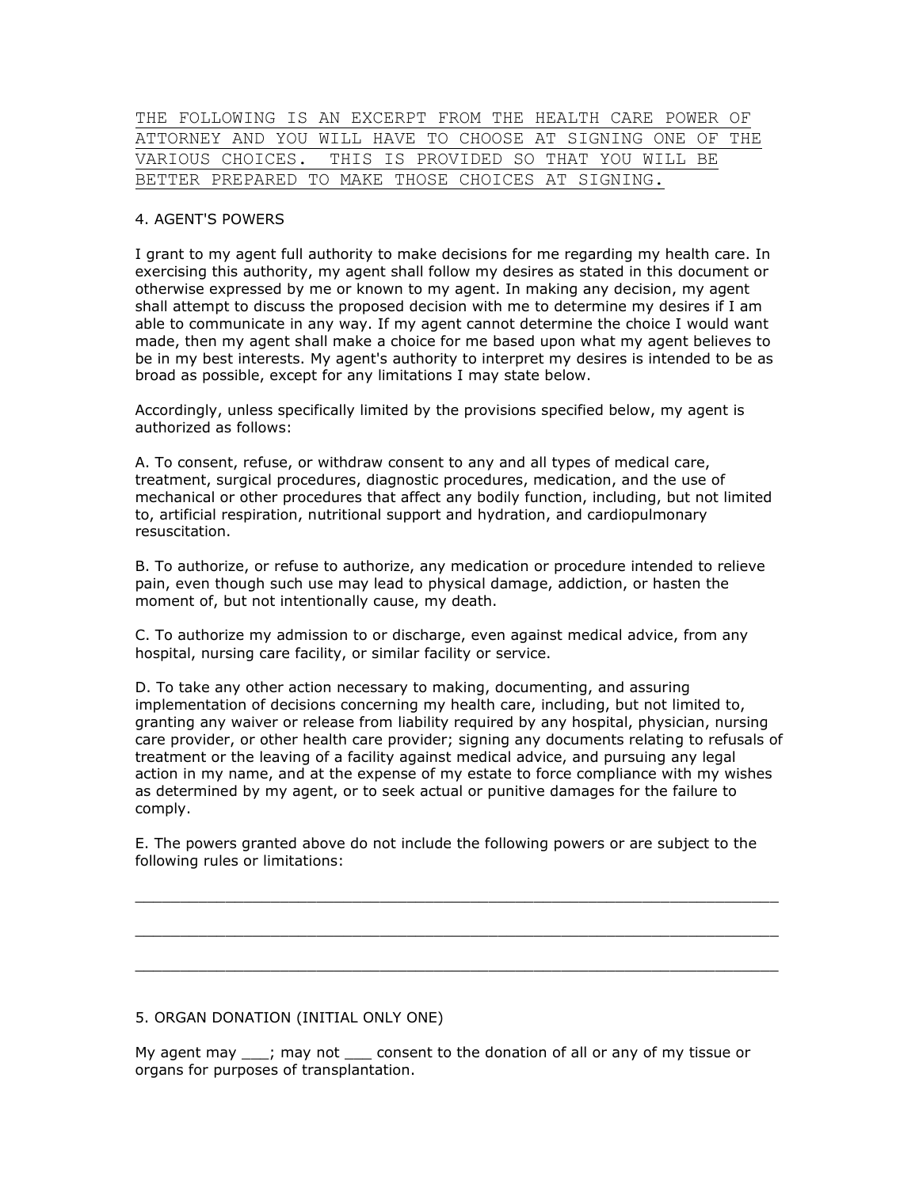THE FOLLOWING IS AN EXCERPT FROM THE HEALTH CARE POWER OF ATTORNEY AND YOU WILL HAVE TO CHOOSE AT SIGNING ONE OF THE VARIOUS CHOICES. THIS IS PROVIDED SO THAT YOU WILL BE BETTER PREPARED TO MAKE THOSE CHOICES AT SIGNING.

4. AGENT'S POWERS

I grant to my agent full authority to make decisions for me regarding my health care. In exercising this authority, my agent shall follow my desires as stated in this document or otherwise expressed by me or known to my agent. In making any decision, my agent shall attempt to discuss the proposed decision with me to determine my desires if I am able to communicate in any way. If my agent cannot determine the choice I would want made, then my agent shall make a choice for me based upon what my agent believes to be in my best interests. My agent's authority to interpret my desires is intended to be as broad as possible, except for any limitations I may state below.

Accordingly, unless specifically limited by the provisions specified below, my agent is authorized as follows:

A. To consent, refuse, or withdraw consent to any and all types of medical care, treatment, surgical procedures, diagnostic procedures, medication, and the use of mechanical or other procedures that affect any bodily function, including, but not limited to, artificial respiration, nutritional support and hydration, and cardiopulmonary resuscitation.

B. To authorize, or refuse to authorize, any medication or procedure intended to relieve pain, even though such use may lead to physical damage, addiction, or hasten the moment of, but not intentionally cause, my death.

C. To authorize my admission to or discharge, even against medical advice, from any hospital, nursing care facility, or similar facility or service.

D. To take any other action necessary to making, documenting, and assuring implementation of decisions concerning my health care, including, but not limited to, granting any waiver or release from liability required by any hospital, physician, nursing care provider, or other health care provider; signing any documents relating to refusals of treatment or the leaving of a facility against medical advice, and pursuing any legal action in my name, and at the expense of my estate to force compliance with my wishes as determined by my agent, or to seek actual or punitive damages for the failure to comply.

E. The powers granted above do not include the following powers or are subject to the following rules or limitations:

\_\_\_\_\_\_\_\_\_\_\_\_\_\_\_\_\_\_\_\_\_\_\_\_\_\_\_\_\_\_\_\_\_\_\_\_\_\_\_\_\_\_\_\_\_\_\_\_\_\_\_\_\_\_\_\_\_\_\_\_\_\_\_\_\_\_\_\_\_\_

\_\_\_\_\_\_\_\_\_\_\_\_\_\_\_\_\_\_\_\_\_\_\_\_\_\_\_\_\_\_\_\_\_\_\_\_\_\_\_\_\_\_\_\_\_\_\_\_\_\_\_\_\_\_\_\_\_\_\_\_\_\_\_\_\_\_\_\_\_\_

\_\_\_\_\_\_\_\_\_\_\_\_\_\_\_\_\_\_\_\_\_\_\_\_\_\_\_\_\_\_\_\_\_\_\_\_\_\_\_\_\_\_\_\_\_\_\_\_\_\_\_\_\_\_\_\_\_\_\_\_\_\_\_\_\_\_\_\_\_\_

5. ORGAN DONATION (INITIAL ONLY ONE)

My agent may ___; may not ___ consent to the donation of all or any of my tissue or organs for purposes of transplantation.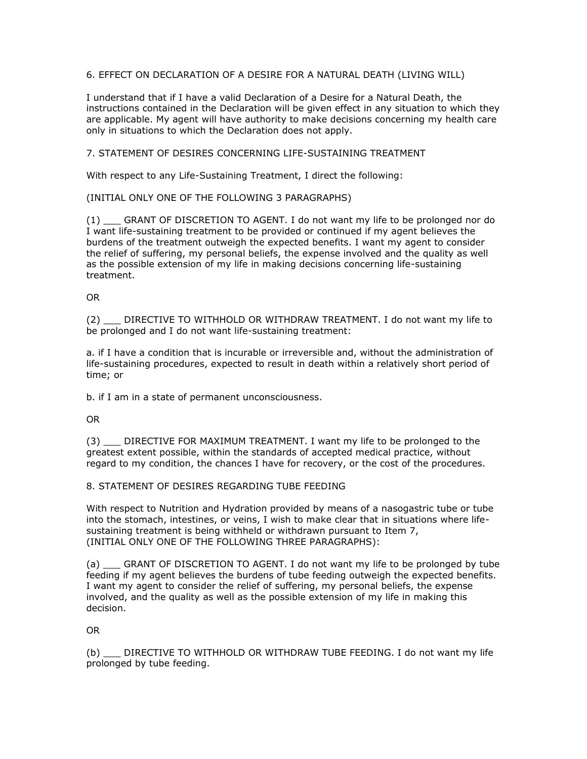6. EFFECT ON DECLARATION OF A DESIRE FOR A NATURAL DEATH (LIVING WILL)

I understand that if I have a valid Declaration of a Desire for a Natural Death, the instructions contained in the Declaration will be given effect in any situation to which they are applicable. My agent will have authority to make decisions concerning my health care only in situations to which the Declaration does not apply.

7. STATEMENT OF DESIRES CONCERNING LIFE-SUSTAINING TREATMENT

With respect to any Life-Sustaining Treatment, I direct the following:

(INITIAL ONLY ONE OF THE FOLLOWING 3 PARAGRAPHS)

(1) ___ GRANT OF DISCRETION TO AGENT. I do not want my life to be prolonged nor do I want life-sustaining treatment to be provided or continued if my agent believes the burdens of the treatment outweigh the expected benefits. I want my agent to consider the relief of suffering, my personal beliefs, the expense involved and the quality as well as the possible extension of my life in making decisions concerning life-sustaining treatment.

OR

(2) ___ DIRECTIVE TO WITHHOLD OR WITHDRAW TREATMENT. I do not want my life to be prolonged and I do not want life-sustaining treatment:

a. if I have a condition that is incurable or irreversible and, without the administration of life-sustaining procedures, expected to result in death within a relatively short period of time; or

b. if I am in a state of permanent unconsciousness.

OR

(3) ___ DIRECTIVE FOR MAXIMUM TREATMENT. I want my life to be prolonged to the greatest extent possible, within the standards of accepted medical practice, without regard to my condition, the chances I have for recovery, or the cost of the procedures.

8. STATEMENT OF DESIRES REGARDING TUBE FEEDING

With respect to Nutrition and Hydration provided by means of a nasogastric tube or tube into the stomach, intestines, or veins, I wish to make clear that in situations where life-sustaining treatment is being withheld or withdrawn pursuant to Item 7,
(INITIAL ONLY ONE OF THE FOLLOWING THREE PARAGRAPHS):

(a) ___ GRANT OF DISCRETION TO AGENT. I do not want my life to be prolonged by tube feeding if my agent believes the burdens of tube feeding outweigh the expected benefits. I want my agent to consider the relief of suffering, my personal beliefs, the expense involved, and the quality as well as the possible extension of my life in making this decision.

OR

(b) ___ DIRECTIVE TO WITHHOLD OR WITHDRAW TUBE FEEDING. I do not want my life prolonged by tube feeding.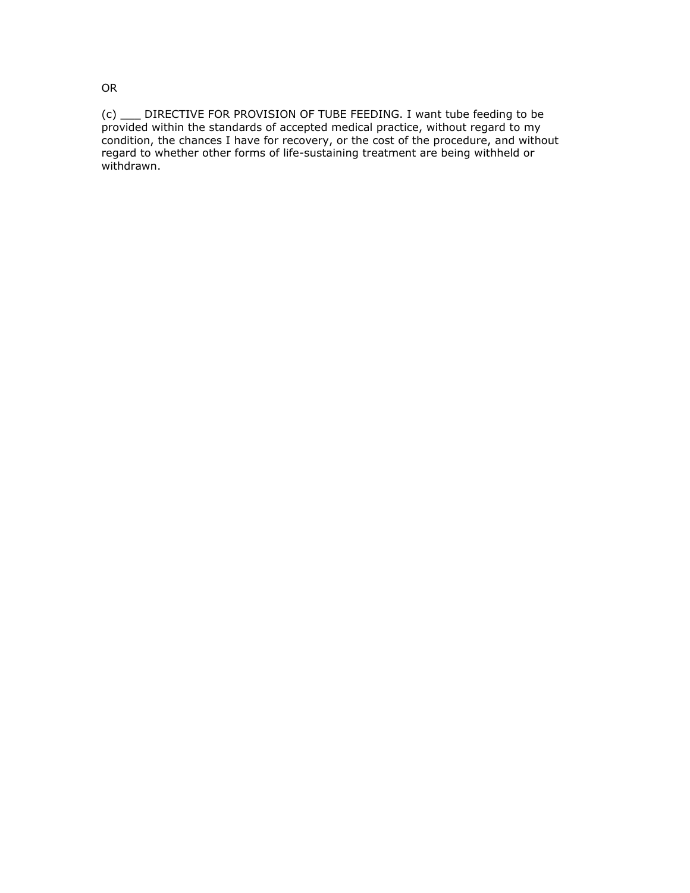OR

(c) ___ DIRECTIVE FOR PROVISION OF TUBE FEEDING. I want tube feeding to be provided within the standards of accepted medical practice, without regard to my condition, the chances I have for recovery, or the cost of the procedure, and without regard to whether other forms of life-sustaining treatment are being withheld or withdrawn.